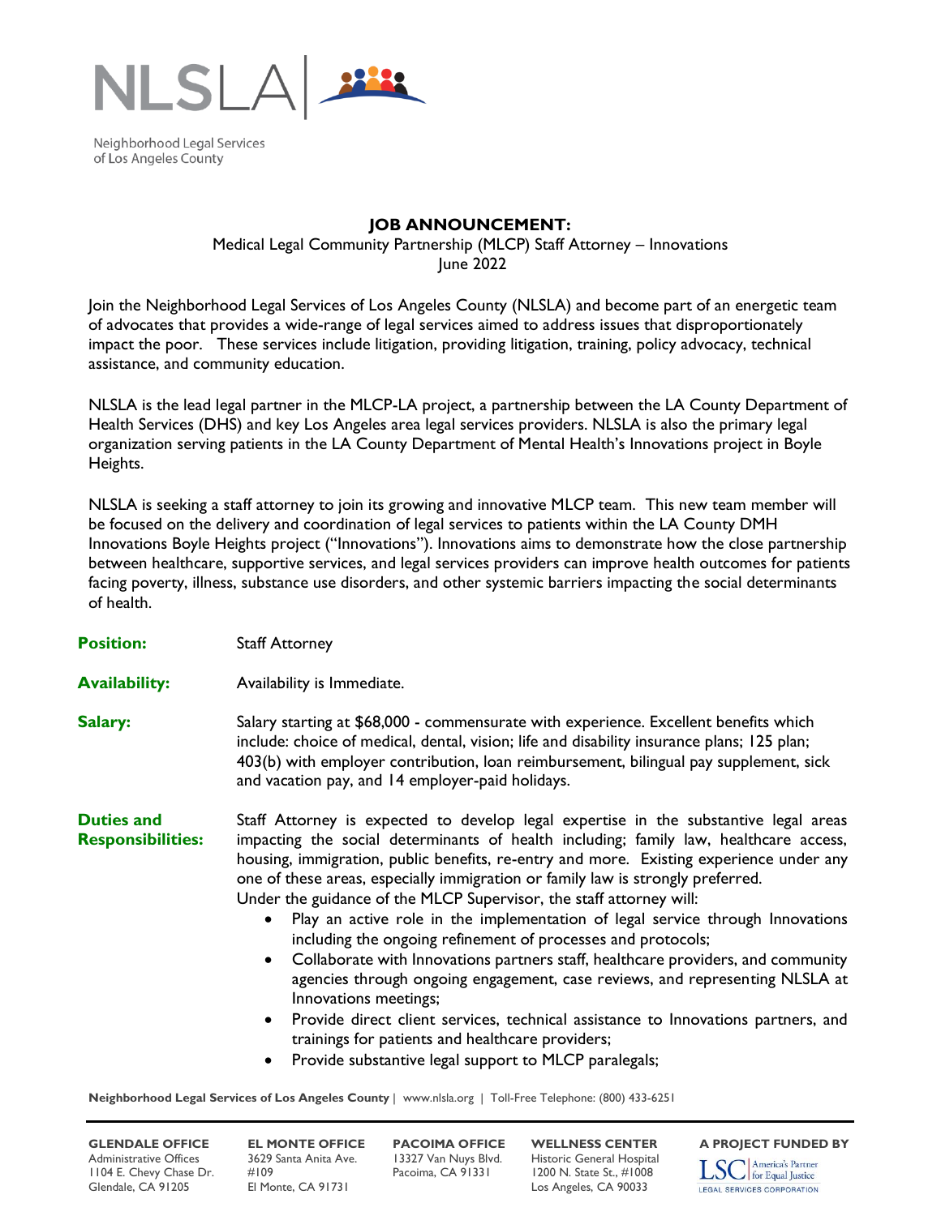NLSLA

Neighborhood Legal Services of Los Angeles County

# JOB ANNOUNCEMENT:

Medical Legal Community Partnership (MLCP) Staff Attorney – Innovations
June 2022

Join the Neighborhood Legal Services of Los Angeles County (NLSLA) and become part of an energetic team of advocates that provides a wide-range of legal services aimed to address issues that disproportionately impact the poor. These services include litigation, providing litigation, training, policy advocacy, technical assistance, and community education.

NLSLA is the lead legal partner in the MLCP-LA project, a partnership between the LA County Department of Health Services (DHS) and key Los Angeles area legal services providers. NLSLA is also the primary legal organization serving patients in the LA County Department of Mental Health's Innovations project in Boyle Heights.

NLSLA is seeking a staff attorney to join its growing and innovative MLCP team. This new team member will be focused on the delivery and coordination of legal services to patients within the LA County DMH Innovations Boyle Heights project ("Innovations"). Innovations aims to demonstrate how the close partnership between healthcare, supportive services, and legal services providers can improve health outcomes for patients facing poverty, illness, substance use disorders, and other systemic barriers impacting the social determinants of health.

**Position:** Staff Attorney

**Availability:** Availability is Immediate.

**Salary:** Salary starting at $68,000 - commensurate with experience. Excellent benefits which include: choice of medical, dental, vision; life and disability insurance plans; 125 plan; 403(b) with employer contribution, loan reimbursement, bilingual pay supplement, sick and vacation pay, and 14 employer-paid holidays.

**Duties and Responsibilities:** Staff Attorney is expected to develop legal expertise in the substantive legal areas impacting the social determinants of health including; family law, healthcare access, housing, immigration, public benefits, re-entry and more. Existing experience under any one of these areas, especially immigration or family law is strongly preferred.
Under the guidance of the MLCP Supervisor, the staff attorney will:

- Play an active role in the implementation of legal service through Innovations including the ongoing refinement of processes and protocols;
- Collaborate with Innovations partners staff, healthcare providers, and community agencies through ongoing engagement, case reviews, and representing NLSLA at Innovations meetings;
- Provide direct client services, technical assistance to Innovations partners, and trainings for patients and healthcare providers;
- Provide substantive legal support to MLCP paralegals;

**Neighborhood Legal Services of Los Angeles County** | www.nlsla.org | Toll-Free Telephone: (800) 433-6251

**GLENDALE OFFICE**
Administrative Offices
1104 E. Chevy Chase Dr.
Glendale, CA 91205

**EL MONTE OFFICE**
3629 Santa Anita Ave.
#109
El Monte, CA 91731

**PACOIMA OFFICE**
13327 Van Nuys Blvd.
Pacoima, CA 91331

**WELLNESS CENTER**
Historic General Hospital
1200 N. State St., #1008
Los Angeles, CA 90033

**A PROJECT FUNDED BY**
LSC America's Partner for Equal Justice
LEGAL SERVICES CORPORATION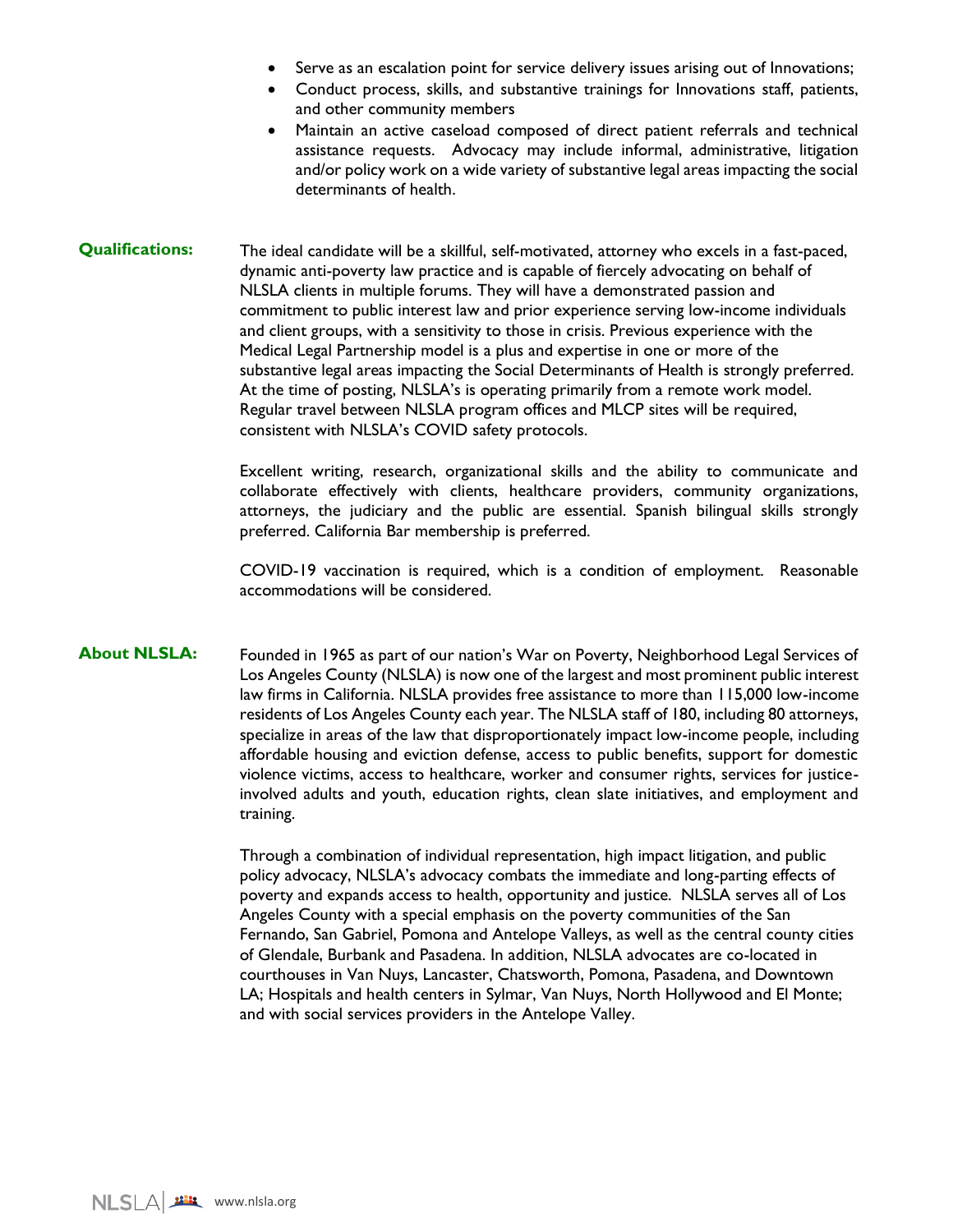- Serve as an escalation point for service delivery issues arising out of Innovations;
- Conduct process, skills, and substantive trainings for Innovations staff, patients, and other community members
- Maintain an active caseload composed of direct patient referrals and technical assistance requests. Advocacy may include informal, administrative, litigation and/or policy work on a wide variety of substantive legal areas impacting the social determinants of health.

**Qualifications:**

The ideal candidate will be a skillful, self-motivated, attorney who excels in a fast-paced, dynamic anti-poverty law practice and is capable of fiercely advocating on behalf of NLSLA clients in multiple forums. They will have a demonstrated passion and commitment to public interest law and prior experience serving low-income individuals and client groups, with a sensitivity to those in crisis. Previous experience with the Medical Legal Partnership model is a plus and expertise in one or more of the substantive legal areas impacting the Social Determinants of Health is strongly preferred. At the time of posting, NLSLA's is operating primarily from a remote work model. Regular travel between NLSLA program offices and MLCP sites will be required, consistent with NLSLA's COVID safety protocols.

Excellent writing, research, organizational skills and the ability to communicate and collaborate effectively with clients, healthcare providers, community organizations, attorneys, the judiciary and the public are essential. Spanish bilingual skills strongly preferred. California Bar membership is preferred.

COVID-19 vaccination is required, which is a condition of employment. Reasonable accommodations will be considered.

**About NLSLA:**

Founded in 1965 as part of our nation's War on Poverty, Neighborhood Legal Services of Los Angeles County (NLSLA) is now one of the largest and most prominent public interest law firms in California. NLSLA provides free assistance to more than 115,000 low-income residents of Los Angeles County each year. The NLSLA staff of 180, including 80 attorneys, specialize in areas of the law that disproportionately impact low-income people, including affordable housing and eviction defense, access to public benefits, support for domestic violence victims, access to healthcare, worker and consumer rights, services for justice-involved adults and youth, education rights, clean slate initiatives, and employment and training.

Through a combination of individual representation, high impact litigation, and public policy advocacy, NLSLA's advocacy combats the immediate and long-parting effects of poverty and expands access to health, opportunity and justice. NLSLA serves all of Los Angeles County with a special emphasis on the poverty communities of the San Fernando, San Gabriel, Pomona and Antelope Valleys, as well as the central county cities of Glendale, Burbank and Pasadena. In addition, NLSLA advocates are co-located in courthouses in Van Nuys, Lancaster, Chatsworth, Pomona, Pasadena, and Downtown LA; Hospitals and health centers in Sylmar, Van Nuys, North Hollywood and El Monte; and with social services providers in the Antelope Valley.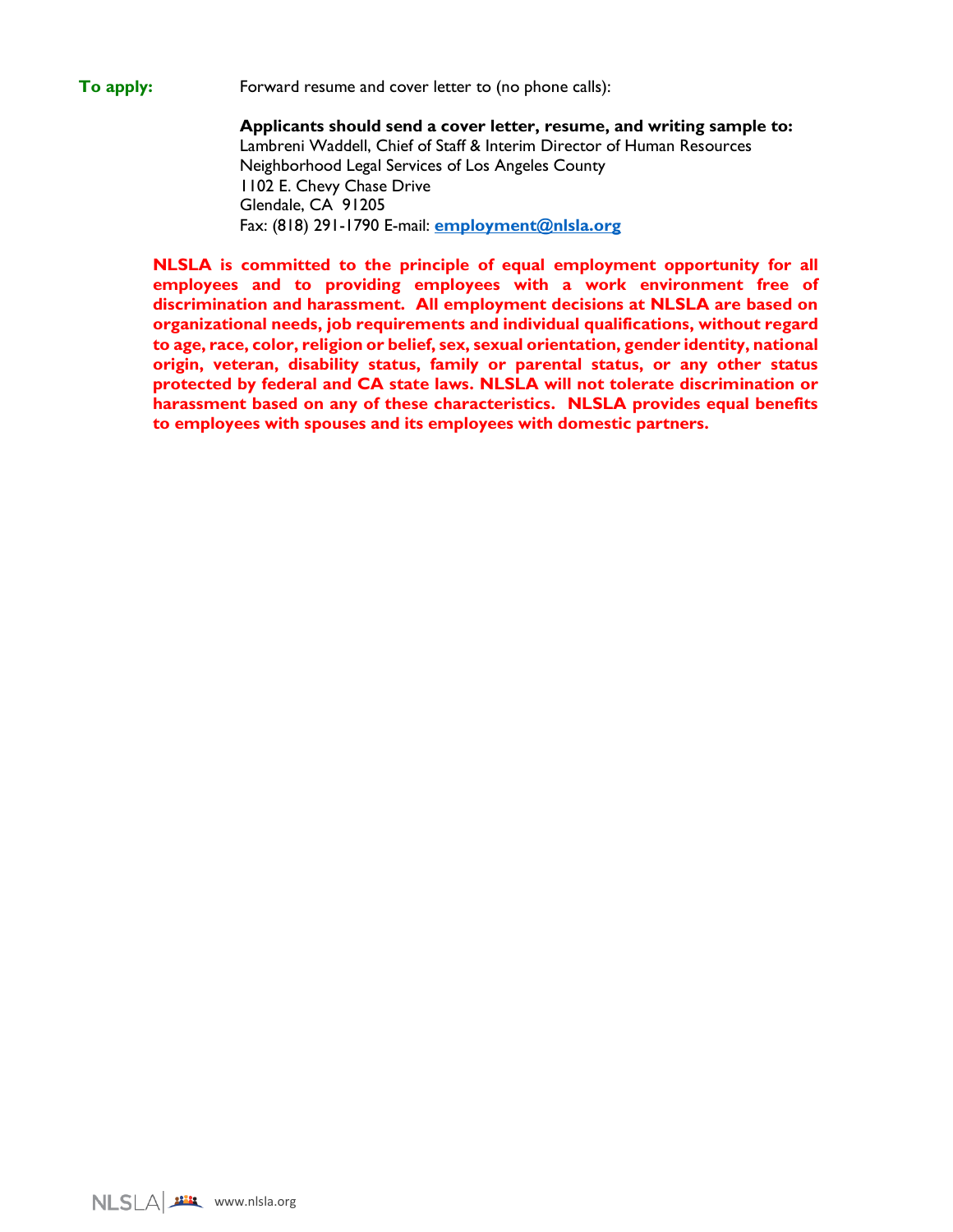**To apply:** Forward resume and cover letter to (no phone calls):

**Applicants should send a cover letter, resume, and writing sample to:**
Lambreni Waddell, Chief of Staff & Interim Director of Human Resources
Neighborhood Legal Services of Los Angeles County
1102 E. Chevy Chase Drive
Glendale, CA 91205
Fax: (818) 291-1790 E-mail: **employment@nlsla.org**

**NLSLA is committed to the principle of equal employment opportunity for all employees and to providing employees with a work environment free of discrimination and harassment. All employment decisions at NLSLA are based on organizational needs, job requirements and individual qualifications, without regard to age, race, color, religion or belief, sex, sexual orientation, gender identity, national origin, veteran, disability status, family or parental status, or any other status protected by federal and CA state laws. NLSLA will not tolerate discrimination or harassment based on any of these characteristics. NLSLA provides equal benefits to employees with spouses and its employees with domestic partners.**